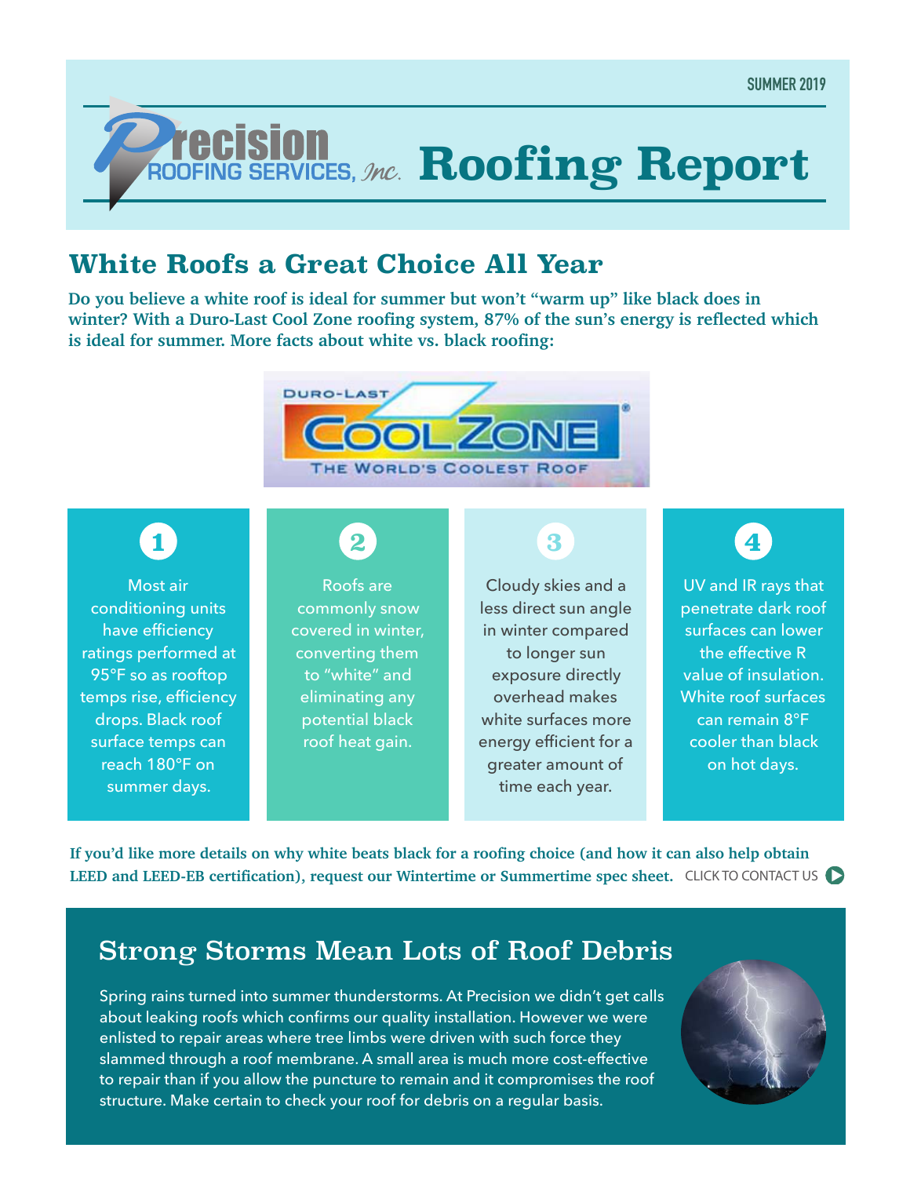SUMMER 2019

# Precision Roofing Services, Inc. Roofing Report

## White Roofs a Great Choice All Year

**Do you believe a white roof is ideal for summer but won't "warm up" like black does in winter? With a Duro-Last Cool Zone roofing system, 87% of the sun's energy is reflected which is ideal for summer. More facts about white vs. black roofing:**

DURO-LAST COOL ZONE® THE WORLD'S COOLEST ROOF

**1**

Most air conditioning units have efficiency ratings performed at 95°F so as rooftop temps rise, efficiency drops. Black roof surface temps can reach 180°F on summer days.

**2**

Roofs are commonly snow covered in winter, converting them to "white" and eliminating any potential black roof heat gain.

**3**

Cloudy skies and a less direct sun angle in winter compared to longer sun exposure directly overhead makes white surfaces more energy efficient for a greater amount of time each year.

**4**

UV and IR rays that penetrate dark roof surfaces can lower the effective R value of insulation. White roof surfaces can remain 8°F cooler than black on hot days.

**If you'd like more details on why white beats black for a roofing choice (and how it can also help obtain LEED and LEED-EB certification), request our Wintertime or Summertime spec sheet.** CLICK TO CONTACT US

## Strong Storms Mean Lots of Roof Debris

Spring rains turned into summer thunderstorms. At Precision we didn't get calls about leaking roofs which confirms our quality installation. However we were enlisted to repair areas where tree limbs were driven with such force they slammed through a roof membrane. A small area is much more cost-effective to repair than if you allow the puncture to remain and it compromises the roof structure. Make certain to check your roof for debris on a regular basis.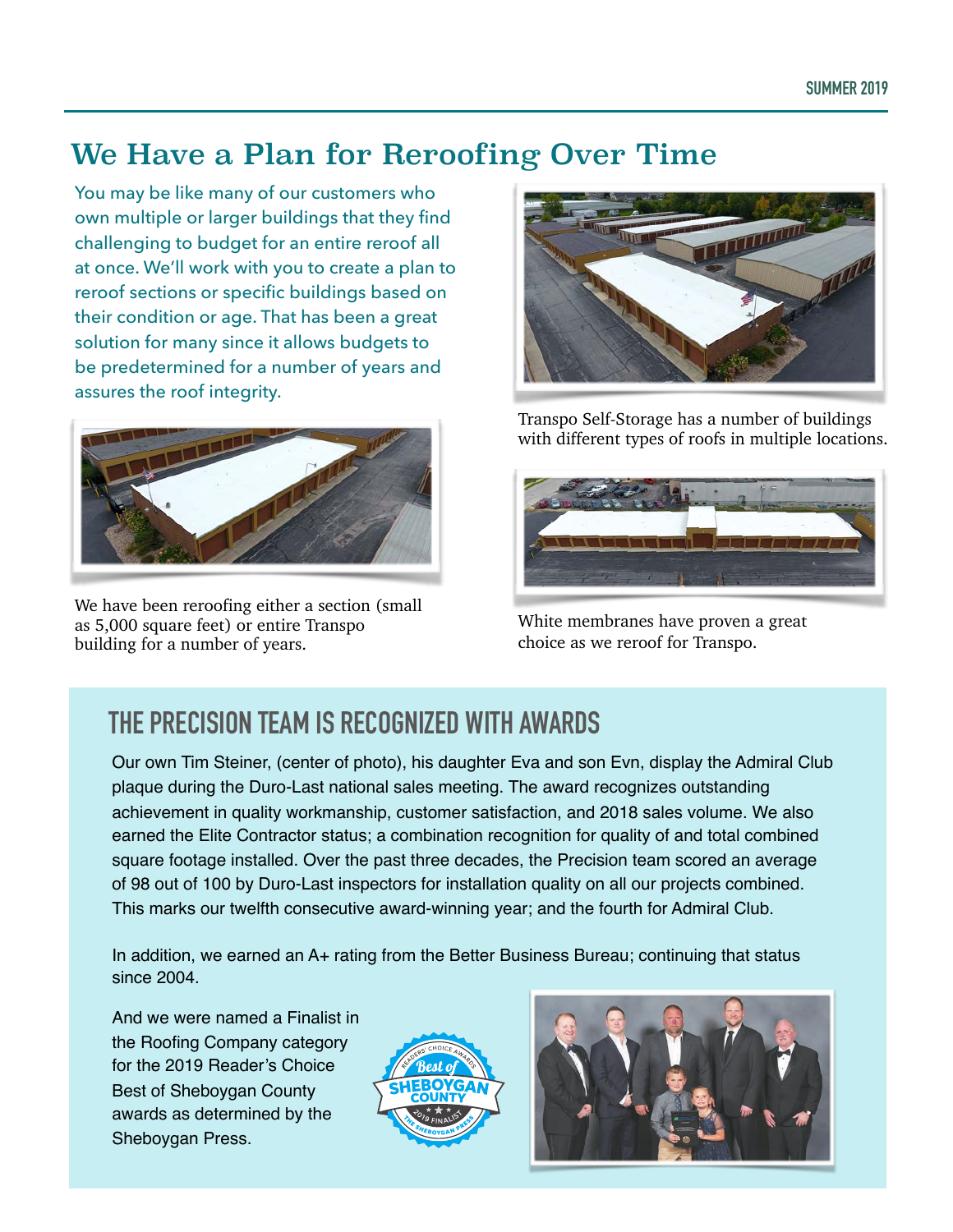## We Have a Plan for Reroofing Over Time

You may be like many of our customers who own multiple or larger buildings that they find challenging to budget for an entire reroof all at once. We'll work with you to create a plan to reroof sections or specific buildings based on their condition or age. That has been a great solution for many since it allows budgets to be predetermined for a number of years and assures the roof integrity.

Transpo Self-Storage has a number of buildings with different types of roofs in multiple locations.

We have been reroofing either a section (small as 5,000 square feet) or entire Transpo building for a number of years.

White membranes have proven a great choice as we reroof for Transpo.

## THE PRECISION TEAM IS RECOGNIZED WITH AWARDS

Our own Tim Steiner, (center of photo), his daughter Eva and son Evn, display the Admiral Club plaque during the Duro-Last national sales meeting. The award recognizes outstanding achievement in quality workmanship, customer satisfaction, and 2018 sales volume. We also earned the Elite Contractor status; a combination recognition for quality of and total combined square footage installed. Over the past three decades, the Precision team scored an average of 98 out of 100 by Duro-Last inspectors for installation quality on all our projects combined. This marks our twelfth consecutive award-winning year; and the fourth for Admiral Club.

In addition, we earned an A+ rating from the Better Business Bureau; continuing that status since 2004.

And we were named a Finalist in the Roofing Company category for the 2019 Reader's Choice Best of Sheboygan County awards as determined by the Sheboygan Press.